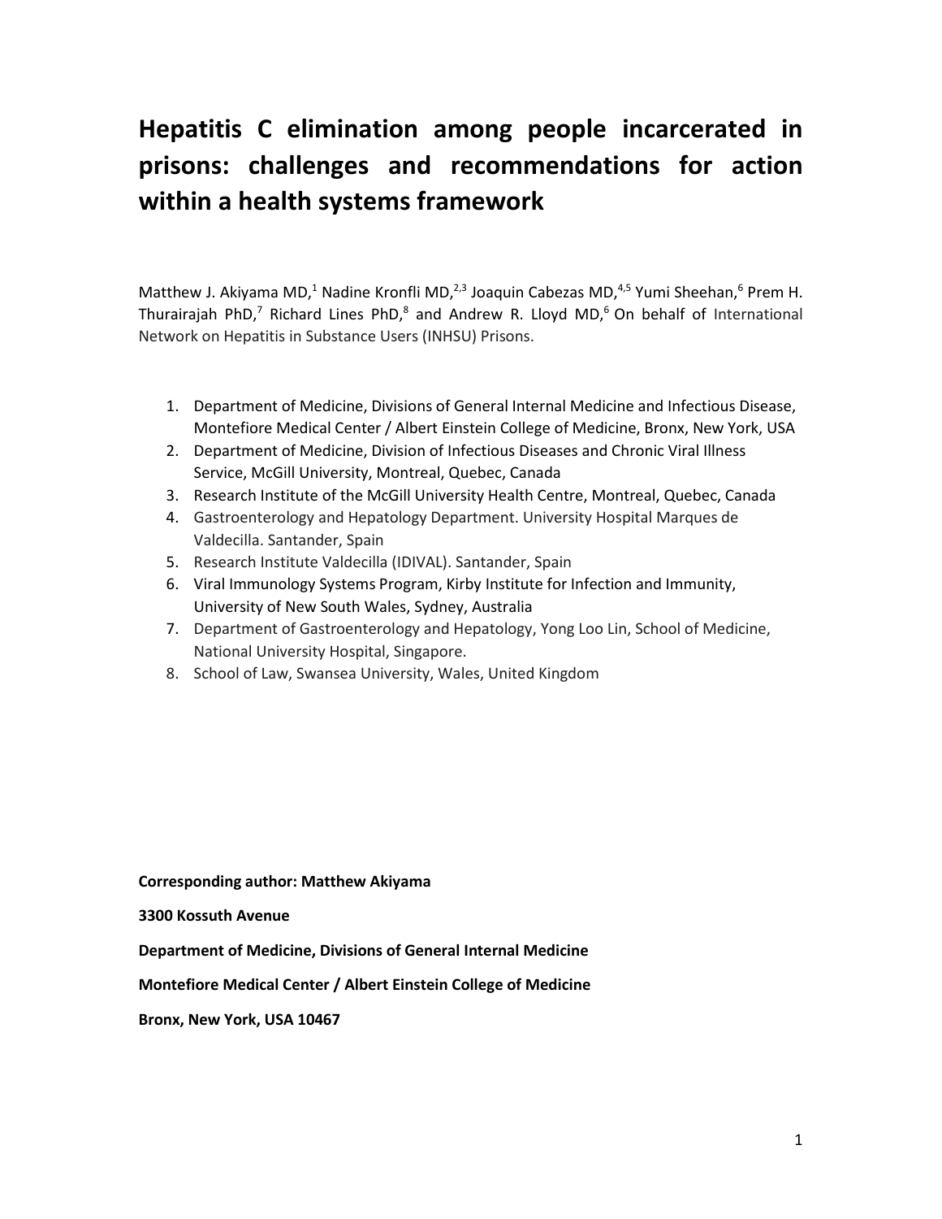# Hepatitis C elimination among people incarcerated in prisons: challenges and recommendations for action within a health systems framework

Matthew J. Akiyama MD,[1] Nadine Kronfli MD,[2,3] Joaquin Cabezas MD,[4,5] Yumi Sheehan,[6] Prem H. Thurairajah PhD,[7] Richard Lines PhD,[8] and Andrew R. Lloyd MD,[6] On behalf of International Network on Hepatitis in Substance Users (INHSU) Prisons.

1. Department of Medicine, Divisions of General Internal Medicine and Infectious Disease, Montefiore Medical Center / Albert Einstein College of Medicine, Bronx, New York, USA
2. Department of Medicine, Division of Infectious Diseases and Chronic Viral Illness Service, McGill University, Montreal, Quebec, Canada
3. Research Institute of the McGill University Health Centre, Montreal, Quebec, Canada
4. Gastroenterology and Hepatology Department. University Hospital Marques de Valdecilla. Santander, Spain
5. Research Institute Valdecilla (IDIVAL). Santander, Spain
6. Viral Immunology Systems Program, Kirby Institute for Infection and Immunity, University of New South Wales, Sydney, Australia
7. Department of Gastroenterology and Hepatology, Yong Loo Lin, School of Medicine, National University Hospital, Singapore.
8. School of Law, Swansea University, Wales, United Kingdom

**Corresponding author: Matthew Akiyama**

**3300 Kossuth Avenue**

**Department of Medicine, Divisions of General Internal Medicine**

**Montefiore Medical Center / Albert Einstein College of Medicine**

**Bronx, New York, USA 10467**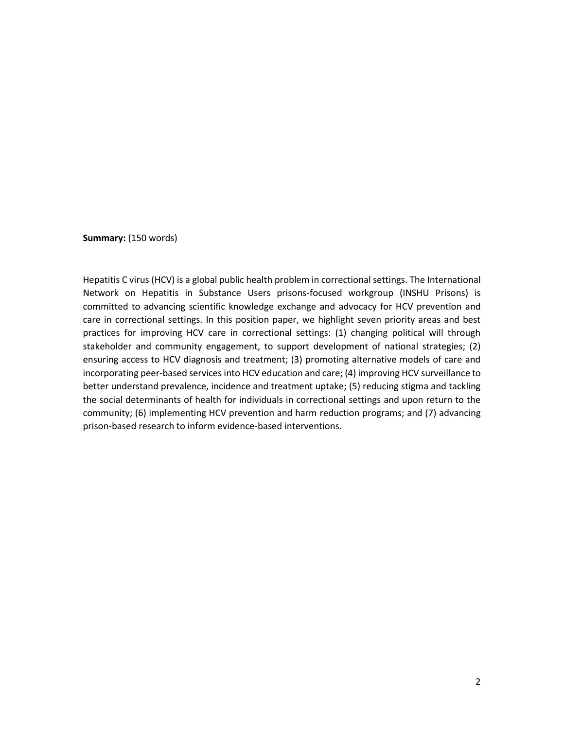**Summary:** (150 words)

Hepatitis C virus (HCV) is a global public health problem in correctional settings. The International Network on Hepatitis in Substance Users prisons-focused workgroup (INSHU Prisons) is committed to advancing scientific knowledge exchange and advocacy for HCV prevention and care in correctional settings. In this position paper, we highlight seven priority areas and best practices for improving HCV care in correctional settings: (1) changing political will through stakeholder and community engagement, to support development of national strategies; (2) ensuring access to HCV diagnosis and treatment; (3) promoting alternative models of care and incorporating peer-based services into HCV education and care; (4) improving HCV surveillance to better understand prevalence, incidence and treatment uptake; (5) reducing stigma and tackling the social determinants of health for individuals in correctional settings and upon return to the community; (6) implementing HCV prevention and harm reduction programs; and (7) advancing prison-based research to inform evidence-based interventions.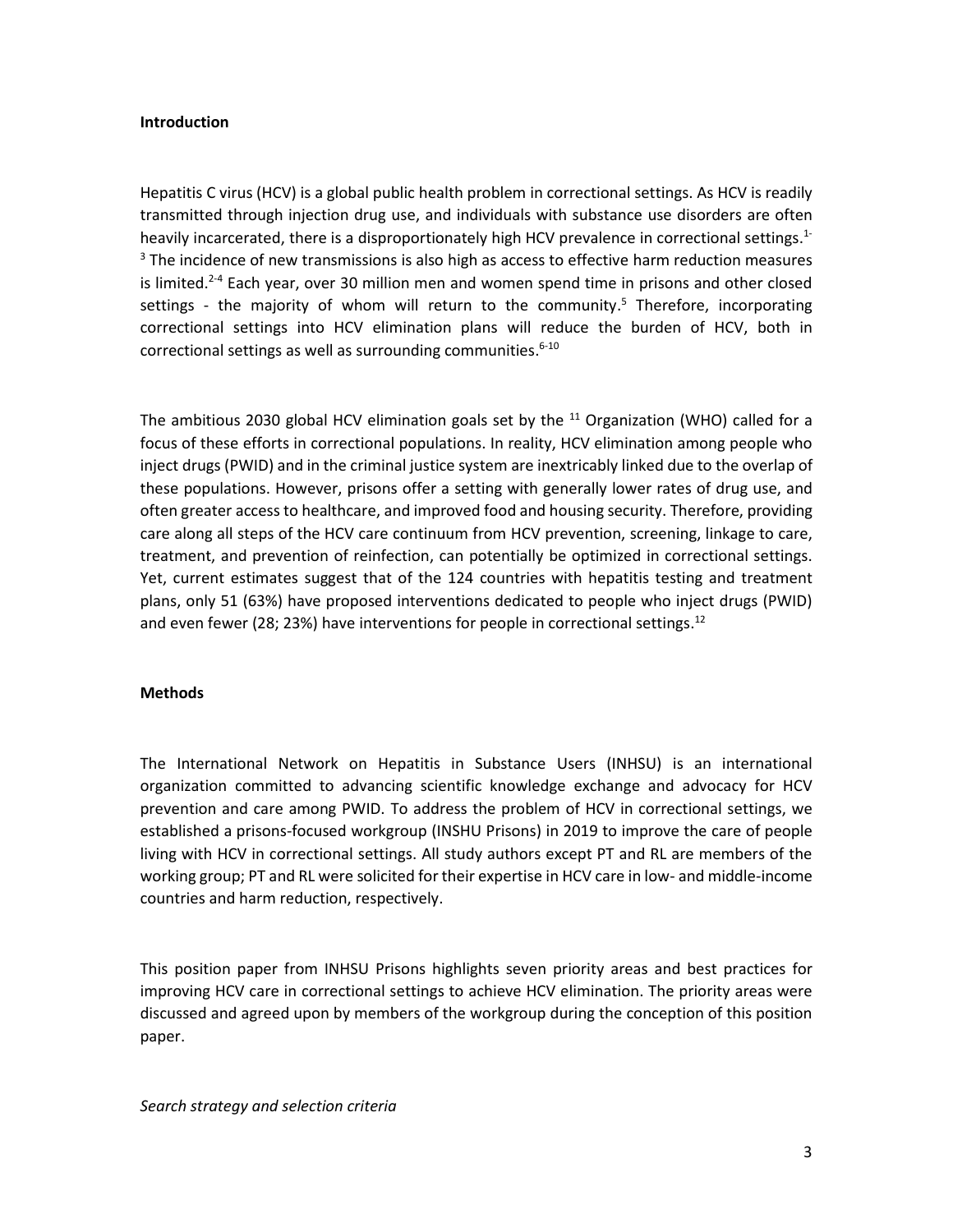**Introduction**

Hepatitis C virus (HCV) is a global public health problem in correctional settings. As HCV is readily transmitted through injection drug use, and individuals with substance use disorders are often heavily incarcerated, there is a disproportionately high HCV prevalence in correctional settings.[1-3] The incidence of new transmissions is also high as access to effective harm reduction measures is limited.[2-4] Each year, over 30 million men and women spend time in prisons and other closed settings - the majority of whom will return to the community.[5] Therefore, incorporating correctional settings into HCV elimination plans will reduce the burden of HCV, both in correctional settings as well as surrounding communities.[6-10]

The ambitious 2030 global HCV elimination goals set by the [11] Organization (WHO) called for a focus of these efforts in correctional populations. In reality, HCV elimination among people who inject drugs (PWID) and in the criminal justice system are inextricably linked due to the overlap of these populations. However, prisons offer a setting with generally lower rates of drug use, and often greater access to healthcare, and improved food and housing security. Therefore, providing care along all steps of the HCV care continuum from HCV prevention, screening, linkage to care, treatment, and prevention of reinfection, can potentially be optimized in correctional settings. Yet, current estimates suggest that of the 124 countries with hepatitis testing and treatment plans, only 51 (63%) have proposed interventions dedicated to people who inject drugs (PWID) and even fewer (28; 23%) have interventions for people in correctional settings.[12]

**Methods**

The International Network on Hepatitis in Substance Users (INHSU) is an international organization committed to advancing scientific knowledge exchange and advocacy for HCV prevention and care among PWID. To address the problem of HCV in correctional settings, we established a prisons-focused workgroup (INSHU Prisons) in 2019 to improve the care of people living with HCV in correctional settings. All study authors except PT and RL are members of the working group; PT and RL were solicited for their expertise in HCV care in low- and middle-income countries and harm reduction, respectively.

This position paper from INHSU Prisons highlights seven priority areas and best practices for improving HCV care in correctional settings to achieve HCV elimination. The priority areas were discussed and agreed upon by members of the workgroup during the conception of this position paper.

*Search strategy and selection criteria*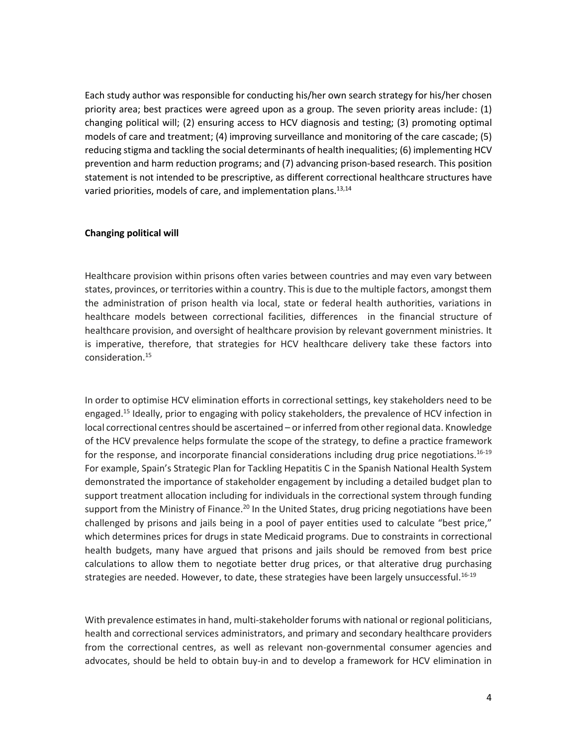Each study author was responsible for conducting his/her own search strategy for his/her chosen priority area; best practices were agreed upon as a group. The seven priority areas include: (1) changing political will; (2) ensuring access to HCV diagnosis and testing; (3) promoting optimal models of care and treatment; (4) improving surveillance and monitoring of the care cascade; (5) reducing stigma and tackling the social determinants of health inequalities; (6) implementing HCV prevention and harm reduction programs; and (7) advancing prison-based research. This position statement is not intended to be prescriptive, as different correctional healthcare structures have varied priorities, models of care, and implementation plans.[13,14]

**Changing political will**

Healthcare provision within prisons often varies between countries and may even vary between states, provinces, or territories within a country. This is due to the multiple factors, amongst them the administration of prison health via local, state or federal health authorities, variations in healthcare models between correctional facilities, differences in the financial structure of healthcare provision, and oversight of healthcare provision by relevant government ministries. It is imperative, therefore, that strategies for HCV healthcare delivery take these factors into consideration.[15]

In order to optimise HCV elimination efforts in correctional settings, key stakeholders need to be engaged.[15] Ideally, prior to engaging with policy stakeholders, the prevalence of HCV infection in local correctional centres should be ascertained – or inferred from other regional data. Knowledge of the HCV prevalence helps formulate the scope of the strategy, to define a practice framework for the response, and incorporate financial considerations including drug price negotiations.[16-19] For example, Spain's Strategic Plan for Tackling Hepatitis C in the Spanish National Health System demonstrated the importance of stakeholder engagement by including a detailed budget plan to support treatment allocation including for individuals in the correctional system through funding support from the Ministry of Finance.[20] In the United States, drug pricing negotiations have been challenged by prisons and jails being in a pool of payer entities used to calculate "best price," which determines prices for drugs in state Medicaid programs. Due to constraints in correctional health budgets, many have argued that prisons and jails should be removed from best price calculations to allow them to negotiate better drug prices, or that alterative drug purchasing strategies are needed. However, to date, these strategies have been largely unsuccessful.[16-19]

With prevalence estimates in hand, multi-stakeholder forums with national or regional politicians, health and correctional services administrators, and primary and secondary healthcare providers from the correctional centres, as well as relevant non-governmental consumer agencies and advocates, should be held to obtain buy-in and to develop a framework for HCV elimination in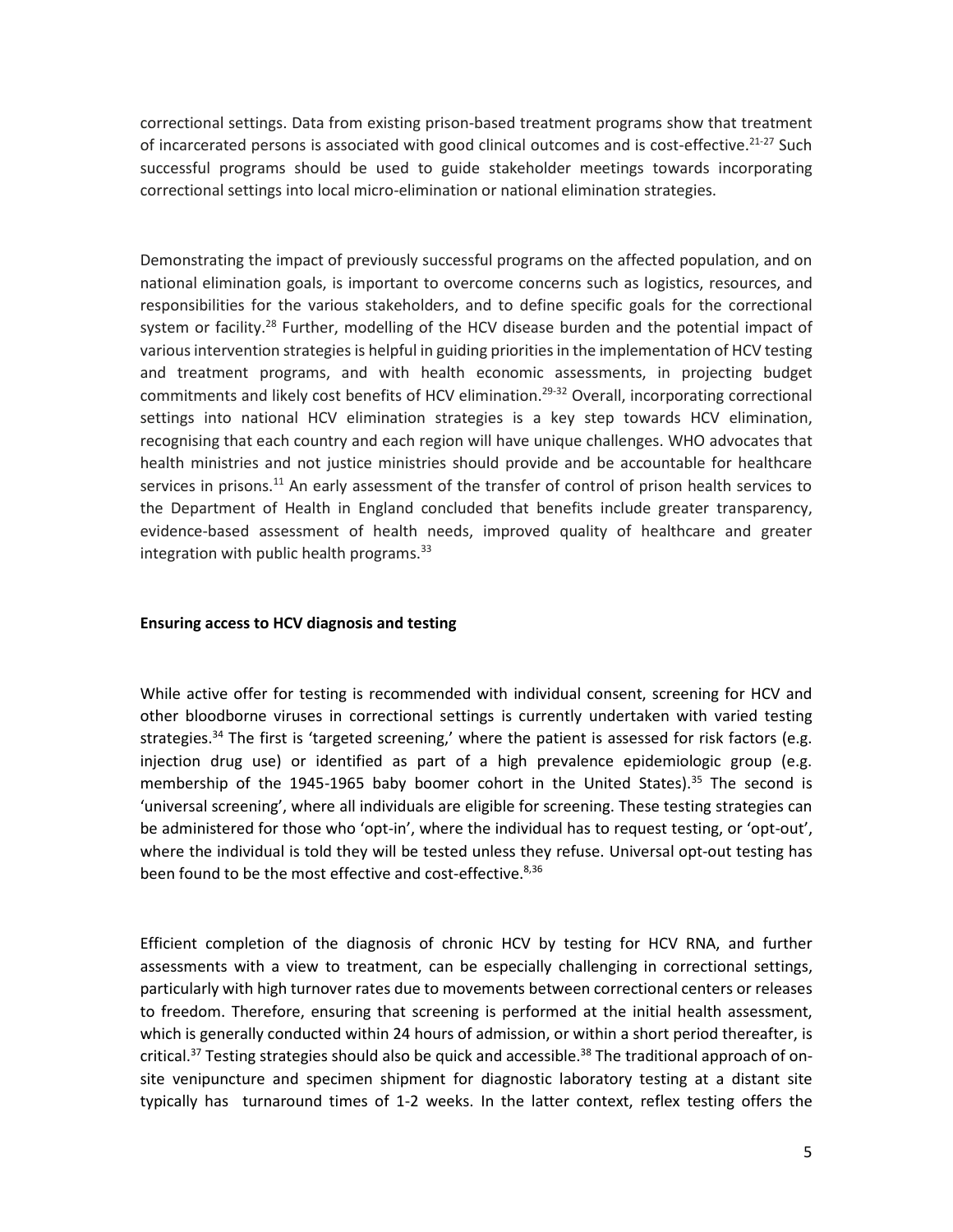correctional settings. Data from existing prison-based treatment programs show that treatment of incarcerated persons is associated with good clinical outcomes and is cost-effective.[21-27] Such successful programs should be used to guide stakeholder meetings towards incorporating correctional settings into local micro-elimination or national elimination strategies.

Demonstrating the impact of previously successful programs on the affected population, and on national elimination goals, is important to overcome concerns such as logistics, resources, and responsibilities for the various stakeholders, and to define specific goals for the correctional system or facility.[28] Further, modelling of the HCV disease burden and the potential impact of various intervention strategies is helpful in guiding priorities in the implementation of HCV testing and treatment programs, and with health economic assessments, in projecting budget commitments and likely cost benefits of HCV elimination.[29-32] Overall, incorporating correctional settings into national HCV elimination strategies is a key step towards HCV elimination, recognising that each country and each region will have unique challenges. WHO advocates that health ministries and not justice ministries should provide and be accountable for healthcare services in prisons.[11] An early assessment of the transfer of control of prison health services to the Department of Health in England concluded that benefits include greater transparency, evidence-based assessment of health needs, improved quality of healthcare and greater integration with public health programs.[33]

**Ensuring access to HCV diagnosis and testing**

While active offer for testing is recommended with individual consent, screening for HCV and other bloodborne viruses in correctional settings is currently undertaken with varied testing strategies.[34] The first is 'targeted screening,' where the patient is assessed for risk factors (e.g. injection drug use) or identified as part of a high prevalence epidemiologic group (e.g. membership of the 1945-1965 baby boomer cohort in the United States).[35] The second is 'universal screening', where all individuals are eligible for screening. These testing strategies can be administered for those who 'opt-in', where the individual has to request testing, or 'opt-out', where the individual is told they will be tested unless they refuse. Universal opt-out testing has been found to be the most effective and cost-effective.[8,36]

Efficient completion of the diagnosis of chronic HCV by testing for HCV RNA, and further assessments with a view to treatment, can be especially challenging in correctional settings, particularly with high turnover rates due to movements between correctional centers or releases to freedom. Therefore, ensuring that screening is performed at the initial health assessment, which is generally conducted within 24 hours of admission, or within a short period thereafter, is critical.[37] Testing strategies should also be quick and accessible.[38] The traditional approach of on-site venipuncture and specimen shipment for diagnostic laboratory testing at a distant site typically has turnaround times of 1-2 weeks. In the latter context, reflex testing offers the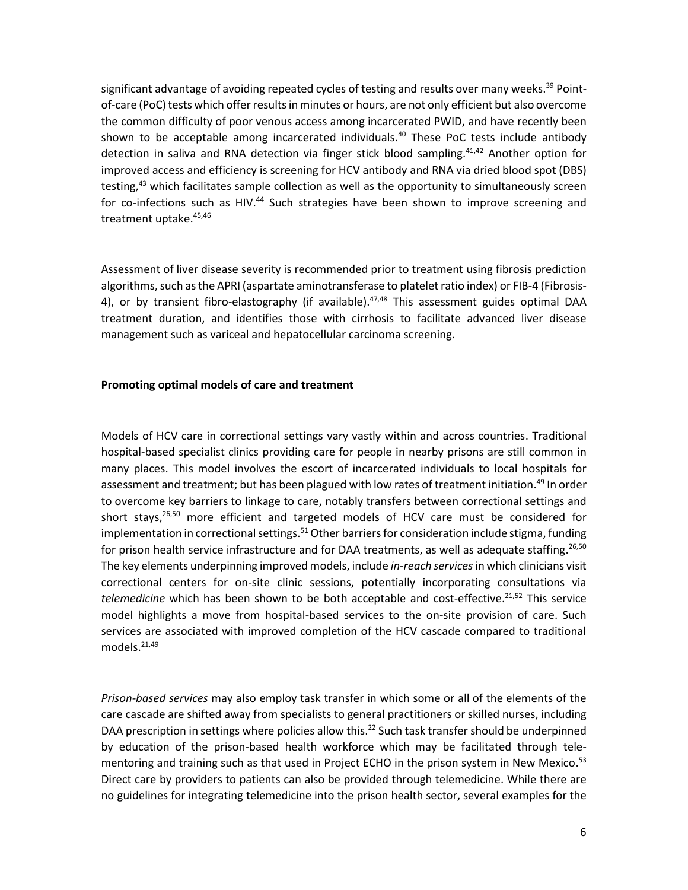significant advantage of avoiding repeated cycles of testing and results over many weeks.[39] Point-of-care (PoC) tests which offer results in minutes or hours, are not only efficient but also overcome the common difficulty of poor venous access among incarcerated PWID, and have recently been shown to be acceptable among incarcerated individuals.[40] These PoC tests include antibody detection in saliva and RNA detection via finger stick blood sampling.[41,42] Another option for improved access and efficiency is screening for HCV antibody and RNA via dried blood spot (DBS) testing,[43] which facilitates sample collection as well as the opportunity to simultaneously screen for co-infections such as HIV.[44] Such strategies have been shown to improve screening and treatment uptake.[45,46]

Assessment of liver disease severity is recommended prior to treatment using fibrosis prediction algorithms, such as the APRI (aspartate aminotransferase to platelet ratio index) or FIB-4 (Fibrosis-4), or by transient fibro-elastography (if available).[47,48] This assessment guides optimal DAA treatment duration, and identifies those with cirrhosis to facilitate advanced liver disease management such as variceal and hepatocellular carcinoma screening.

**Promoting optimal models of care and treatment**

Models of HCV care in correctional settings vary vastly within and across countries. Traditional hospital-based specialist clinics providing care for people in nearby prisons are still common in many places. This model involves the escort of incarcerated individuals to local hospitals for assessment and treatment; but has been plagued with low rates of treatment initiation.[49] In order to overcome key barriers to linkage to care, notably transfers between correctional settings and short stays,[26,50] more efficient and targeted models of HCV care must be considered for implementation in correctional settings.[51] Other barriers for consideration include stigma, funding for prison health service infrastructure and for DAA treatments, as well as adequate staffing.[26,50] The key elements underpinning improved models, include *in-reach services* in which clinicians visit correctional centers for on-site clinic sessions, potentially incorporating consultations via *telemedicine* which has been shown to be both acceptable and cost-effective.[21,52] This service model highlights a move from hospital-based services to the on-site provision of care. Such services are associated with improved completion of the HCV cascade compared to traditional models.[21,49]

*Prison-based services* may also employ task transfer in which some or all of the elements of the care cascade are shifted away from specialists to general practitioners or skilled nurses, including DAA prescription in settings where policies allow this.[22] Such task transfer should be underpinned by education of the prison-based health workforce which may be facilitated through tele-mentoring and training such as that used in Project ECHO in the prison system in New Mexico.[53] Direct care by providers to patients can also be provided through telemedicine. While there are no guidelines for integrating telemedicine into the prison health sector, several examples for the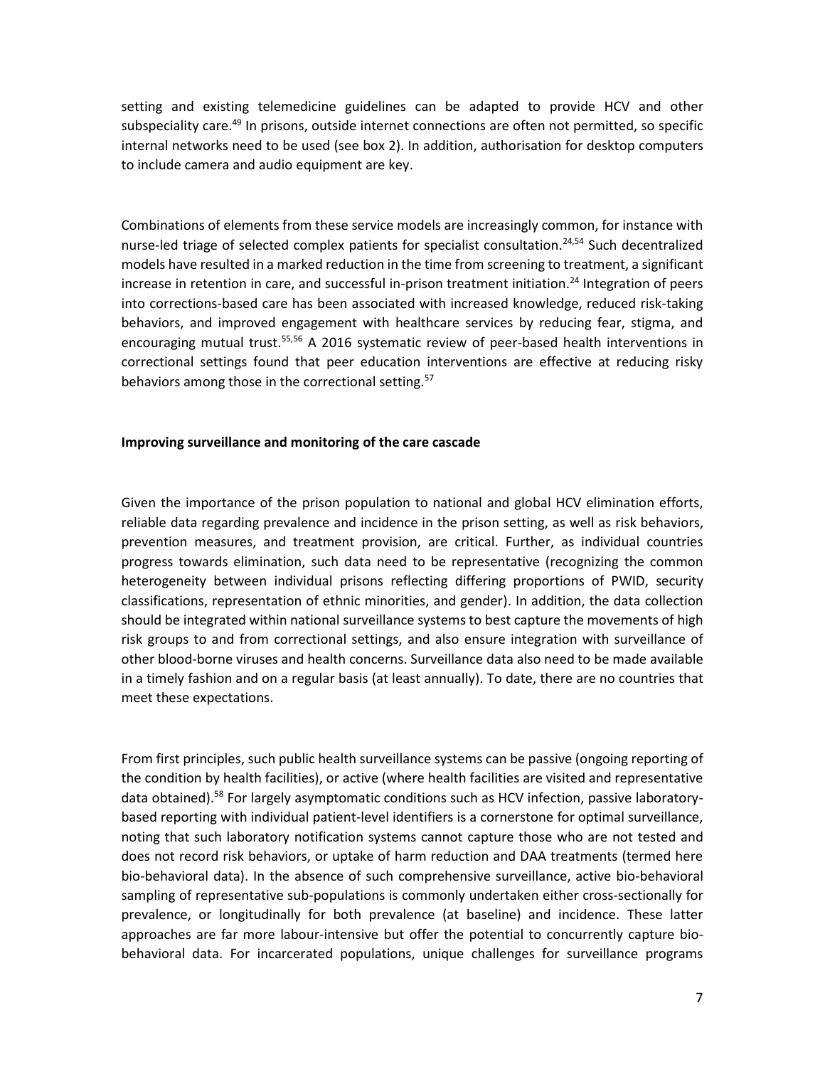setting and existing telemedicine guidelines can be adapted to provide HCV and other subspeciality care.[49] In prisons, outside internet connections are often not permitted, so specific internal networks need to be used (see box 2). In addition, authorisation for desktop computers to include camera and audio equipment are key.

Combinations of elements from these service models are increasingly common, for instance with nurse-led triage of selected complex patients for specialist consultation.[24,54] Such decentralized models have resulted in a marked reduction in the time from screening to treatment, a significant increase in retention in care, and successful in-prison treatment initiation.[24] Integration of peers into corrections-based care has been associated with increased knowledge, reduced risk-taking behaviors, and improved engagement with healthcare services by reducing fear, stigma, and encouraging mutual trust.[55,56] A 2016 systematic review of peer-based health interventions in correctional settings found that peer education interventions are effective at reducing risky behaviors among those in the correctional setting.[57]

**Improving surveillance and monitoring of the care cascade**

Given the importance of the prison population to national and global HCV elimination efforts, reliable data regarding prevalence and incidence in the prison setting, as well as risk behaviors, prevention measures, and treatment provision, are critical. Further, as individual countries progress towards elimination, such data need to be representative (recognizing the common heterogeneity between individual prisons reflecting differing proportions of PWID, security classifications, representation of ethnic minorities, and gender). In addition, the data collection should be integrated within national surveillance systems to best capture the movements of high risk groups to and from correctional settings, and also ensure integration with surveillance of other blood-borne viruses and health concerns. Surveillance data also need to be made available in a timely fashion and on a regular basis (at least annually). To date, there are no countries that meet these expectations.

From first principles, such public health surveillance systems can be passive (ongoing reporting of the condition by health facilities), or active (where health facilities are visited and representative data obtained).[58] For largely asymptomatic conditions such as HCV infection, passive laboratory-based reporting with individual patient-level identifiers is a cornerstone for optimal surveillance, noting that such laboratory notification systems cannot capture those who are not tested and does not record risk behaviors, or uptake of harm reduction and DAA treatments (termed here bio-behavioral data). In the absence of such comprehensive surveillance, active bio-behavioral sampling of representative sub-populations is commonly undertaken either cross-sectionally for prevalence, or longitudinally for both prevalence (at baseline) and incidence. These latter approaches are far more labour-intensive but offer the potential to concurrently capture bio-behavioral data. For incarcerated populations, unique challenges for surveillance programs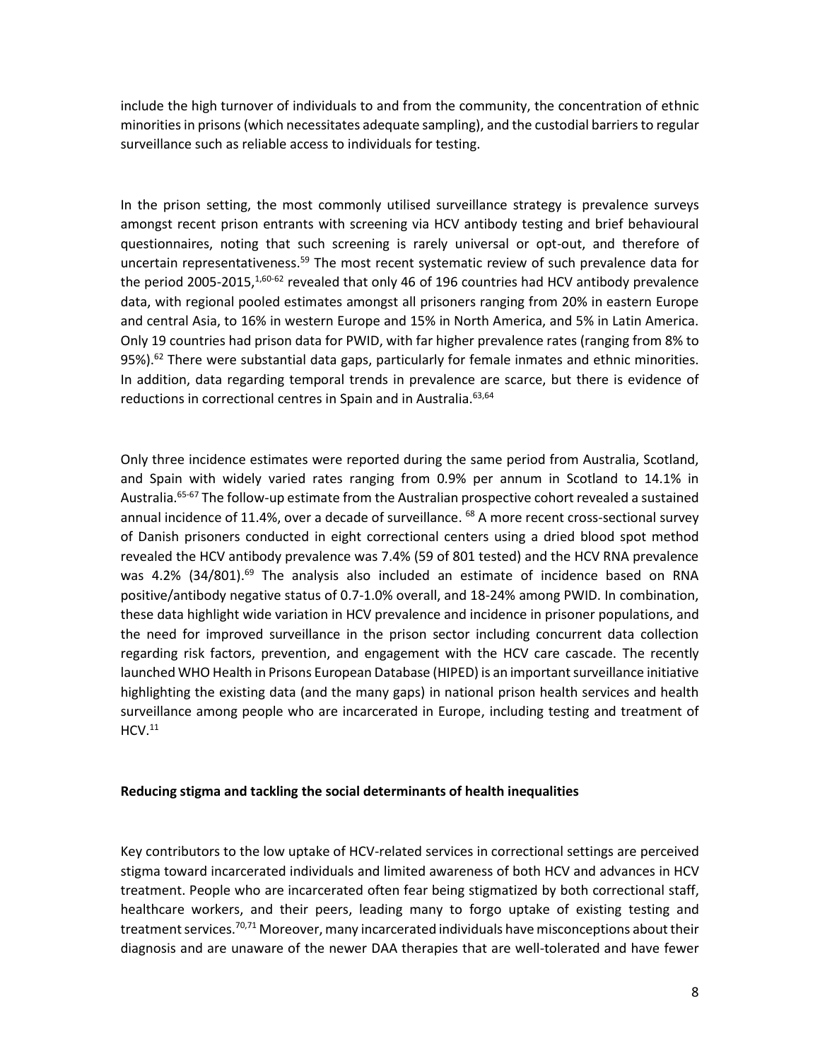include the high turnover of individuals to and from the community, the concentration of ethnic minorities in prisons (which necessitates adequate sampling), and the custodial barriers to regular surveillance such as reliable access to individuals for testing.

In the prison setting, the most commonly utilised surveillance strategy is prevalence surveys amongst recent prison entrants with screening via HCV antibody testing and brief behavioural questionnaires, noting that such screening is rarely universal or opt-out, and therefore of uncertain representativeness.[59] The most recent systematic review of such prevalence data for the period 2005-2015,[1,60-62] revealed that only 46 of 196 countries had HCV antibody prevalence data, with regional pooled estimates amongst all prisoners ranging from 20% in eastern Europe and central Asia, to 16% in western Europe and 15% in North America, and 5% in Latin America. Only 19 countries had prison data for PWID, with far higher prevalence rates (ranging from 8% to 95%).[62] There were substantial data gaps, particularly for female inmates and ethnic minorities. In addition, data regarding temporal trends in prevalence are scarce, but there is evidence of reductions in correctional centres in Spain and in Australia.[63,64]

Only three incidence estimates were reported during the same period from Australia, Scotland, and Spain with widely varied rates ranging from 0.9% per annum in Scotland to 14.1% in Australia.[65-67] The follow-up estimate from the Australian prospective cohort revealed a sustained annual incidence of 11.4%, over a decade of surveillance. [68] A more recent cross-sectional survey of Danish prisoners conducted in eight correctional centers using a dried blood spot method revealed the HCV antibody prevalence was 7.4% (59 of 801 tested) and the HCV RNA prevalence was 4.2% (34/801).[69] The analysis also included an estimate of incidence based on RNA positive/antibody negative status of 0.7-1.0% overall, and 18-24% among PWID. In combination, these data highlight wide variation in HCV prevalence and incidence in prisoner populations, and the need for improved surveillance in the prison sector including concurrent data collection regarding risk factors, prevention, and engagement with the HCV care cascade. The recently launched WHO Health in Prisons European Database (HIPED) is an important surveillance initiative highlighting the existing data (and the many gaps) in national prison health services and health surveillance among people who are incarcerated in Europe, including testing and treatment of HCV.[11]

**Reducing stigma and tackling the social determinants of health inequalities**

Key contributors to the low uptake of HCV-related services in correctional settings are perceived stigma toward incarcerated individuals and limited awareness of both HCV and advances in HCV treatment. People who are incarcerated often fear being stigmatized by both correctional staff, healthcare workers, and their peers, leading many to forgo uptake of existing testing and treatment services.[70,71] Moreover, many incarcerated individuals have misconceptions about their diagnosis and are unaware of the newer DAA therapies that are well-tolerated and have fewer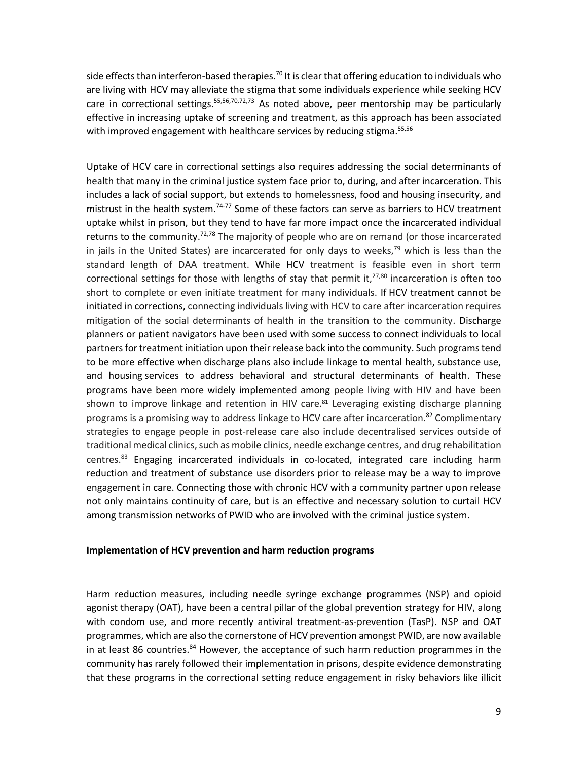side effects than interferon-based therapies.[70] It is clear that offering education to individuals who are living with HCV may alleviate the stigma that some individuals experience while seeking HCV care in correctional settings.[55,56,70,72,73] As noted above, peer mentorship may be particularly effective in increasing uptake of screening and treatment, as this approach has been associated with improved engagement with healthcare services by reducing stigma.[55,56]

Uptake of HCV care in correctional settings also requires addressing the social determinants of health that many in the criminal justice system face prior to, during, and after incarceration. This includes a lack of social support, but extends to homelessness, food and housing insecurity, and mistrust in the health system.[74-77] Some of these factors can serve as barriers to HCV treatment uptake whilst in prison, but they tend to have far more impact once the incarcerated individual returns to the community.[72,78] The majority of people who are on remand (or those incarcerated in jails in the United States) are incarcerated for only days to weeks,[79] which is less than the standard length of DAA treatment. While HCV treatment is feasible even in short term correctional settings for those with lengths of stay that permit it,[27,80] incarceration is often too short to complete or even initiate treatment for many individuals. If HCV treatment cannot be initiated in corrections, connecting individuals living with HCV to care after incarceration requires mitigation of the social determinants of health in the transition to the community. Discharge planners or patient navigators have been used with some success to connect individuals to local partners for treatment initiation upon their release back into the community. Such programs tend to be more effective when discharge plans also include linkage to mental health, substance use, and housing services to address behavioral and structural determinants of health. These programs have been more widely implemented among people living with HIV and have been shown to improve linkage and retention in HIV care.[81] Leveraging existing discharge planning programs is a promising way to address linkage to HCV care after incarceration.[82] Complimentary strategies to engage people in post-release care also include decentralised services outside of traditional medical clinics, such as mobile clinics, needle exchange centres, and drug rehabilitation centres.[83] Engaging incarcerated individuals in co-located, integrated care including harm reduction and treatment of substance use disorders prior to release may be a way to improve engagement in care. Connecting those with chronic HCV with a community partner upon release not only maintains continuity of care, but is an effective and necessary solution to curtail HCV among transmission networks of PWID who are involved with the criminal justice system.

**Implementation of HCV prevention and harm reduction programs**

Harm reduction measures, including needle syringe exchange programmes (NSP) and opioid agonist therapy (OAT), have been a central pillar of the global prevention strategy for HIV, along with condom use, and more recently antiviral treatment-as-prevention (TasP). NSP and OAT programmes, which are also the cornerstone of HCV prevention amongst PWID, are now available in at least 86 countries.[84] However, the acceptance of such harm reduction programmes in the community has rarely followed their implementation in prisons, despite evidence demonstrating that these programs in the correctional setting reduce engagement in risky behaviors like illicit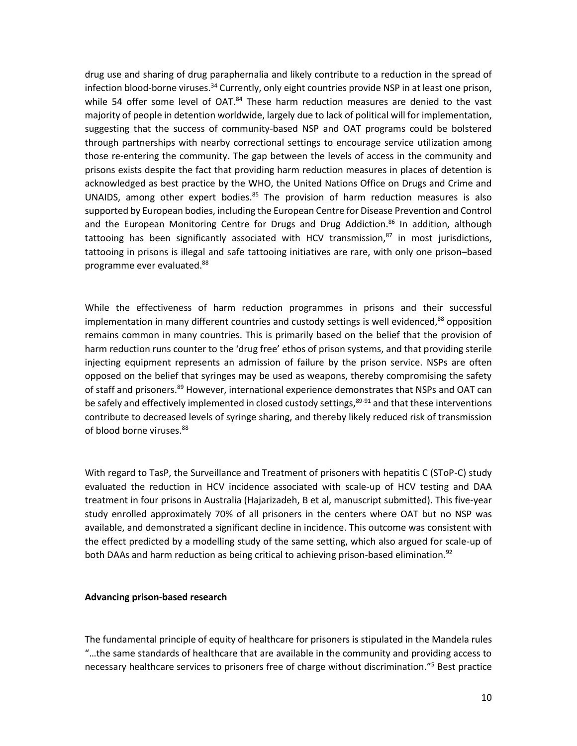drug use and sharing of drug paraphernalia and likely contribute to a reduction in the spread of infection blood-borne viruses.[34] Currently, only eight countries provide NSP in at least one prison, while 54 offer some level of OAT.[84] These harm reduction measures are denied to the vast majority of people in detention worldwide, largely due to lack of political will for implementation, suggesting that the success of community-based NSP and OAT programs could be bolstered through partnerships with nearby correctional settings to encourage service utilization among those re-entering the community. The gap between the levels of access in the community and prisons exists despite the fact that providing harm reduction measures in places of detention is acknowledged as best practice by the WHO, the United Nations Office on Drugs and Crime and UNAIDS, among other expert bodies.[85] The provision of harm reduction measures is also supported by European bodies, including the European Centre for Disease Prevention and Control and the European Monitoring Centre for Drugs and Drug Addiction.[86] In addition, although tattooing has been significantly associated with HCV transmission,[87] in most jurisdictions, tattooing in prisons is illegal and safe tattooing initiatives are rare, with only one prison–based programme ever evaluated.[88]

While the effectiveness of harm reduction programmes in prisons and their successful implementation in many different countries and custody settings is well evidenced,[88] opposition remains common in many countries. This is primarily based on the belief that the provision of harm reduction runs counter to the 'drug free' ethos of prison systems, and that providing sterile injecting equipment represents an admission of failure by the prison service. NSPs are often opposed on the belief that syringes may be used as weapons, thereby compromising the safety of staff and prisoners.[89] However, international experience demonstrates that NSPs and OAT can be safely and effectively implemented in closed custody settings,[89-91] and that these interventions contribute to decreased levels of syringe sharing, and thereby likely reduced risk of transmission of blood borne viruses.[88]

With regard to TasP, the Surveillance and Treatment of prisoners with hepatitis C (SToP-C) study evaluated the reduction in HCV incidence associated with scale-up of HCV testing and DAA treatment in four prisons in Australia (Hajarizadeh, B et al, manuscript submitted). This five-year study enrolled approximately 70% of all prisoners in the centers where OAT but no NSP was available, and demonstrated a significant decline in incidence. This outcome was consistent with the effect predicted by a modelling study of the same setting, which also argued for scale-up of both DAAs and harm reduction as being critical to achieving prison-based elimination.[92]

**Advancing prison-based research**

The fundamental principle of equity of healthcare for prisoners is stipulated in the Mandela rules "…the same standards of healthcare that are available in the community and providing access to necessary healthcare services to prisoners free of charge without discrimination."[5] Best practice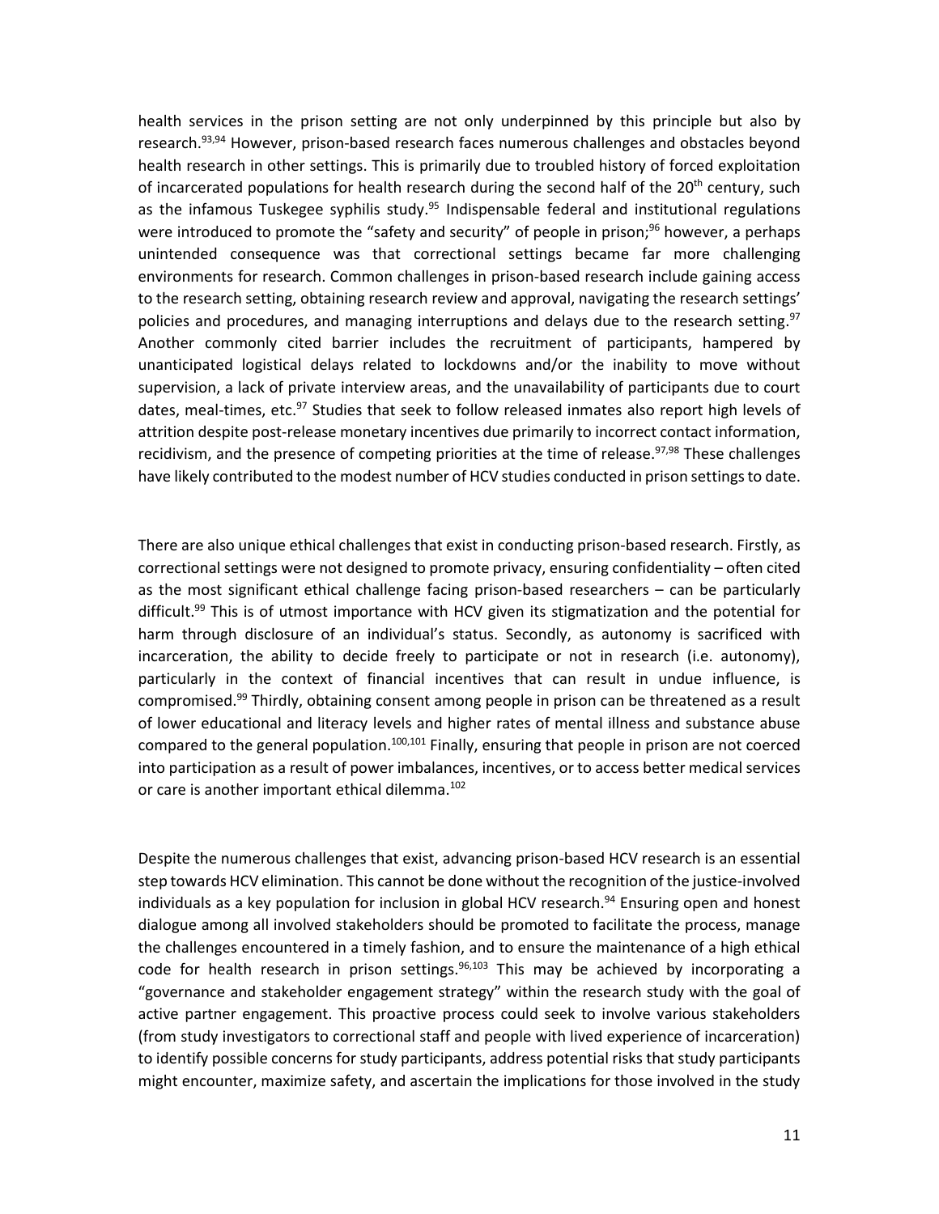health services in the prison setting are not only underpinned by this principle but also by research.[93,94] However, prison-based research faces numerous challenges and obstacles beyond health research in other settings. This is primarily due to troubled history of forced exploitation of incarcerated populations for health research during the second half of the 20th century, such as the infamous Tuskegee syphilis study.[95] Indispensable federal and institutional regulations were introduced to promote the "safety and security" of people in prison;[96] however, a perhaps unintended consequence was that correctional settings became far more challenging environments for research. Common challenges in prison-based research include gaining access to the research setting, obtaining research review and approval, navigating the research settings' policies and procedures, and managing interruptions and delays due to the research setting.[97] Another commonly cited barrier includes the recruitment of participants, hampered by unanticipated logistical delays related to lockdowns and/or the inability to move without supervision, a lack of private interview areas, and the unavailability of participants due to court dates, meal-times, etc.[97] Studies that seek to follow released inmates also report high levels of attrition despite post-release monetary incentives due primarily to incorrect contact information, recidivism, and the presence of competing priorities at the time of release.[97,98] These challenges have likely contributed to the modest number of HCV studies conducted in prison settings to date.

There are also unique ethical challenges that exist in conducting prison-based research. Firstly, as correctional settings were not designed to promote privacy, ensuring confidentiality – often cited as the most significant ethical challenge facing prison-based researchers – can be particularly difficult.[99] This is of utmost importance with HCV given its stigmatization and the potential for harm through disclosure of an individual's status. Secondly, as autonomy is sacrificed with incarceration, the ability to decide freely to participate or not in research (i.e. autonomy), particularly in the context of financial incentives that can result in undue influence, is compromised.[99] Thirdly, obtaining consent among people in prison can be threatened as a result of lower educational and literacy levels and higher rates of mental illness and substance abuse compared to the general population.[100,101] Finally, ensuring that people in prison are not coerced into participation as a result of power imbalances, incentives, or to access better medical services or care is another important ethical dilemma.[102]

Despite the numerous challenges that exist, advancing prison-based HCV research is an essential step towards HCV elimination. This cannot be done without the recognition of the justice-involved individuals as a key population for inclusion in global HCV research.[94] Ensuring open and honest dialogue among all involved stakeholders should be promoted to facilitate the process, manage the challenges encountered in a timely fashion, and to ensure the maintenance of a high ethical code for health research in prison settings.[96,103] This may be achieved by incorporating a "governance and stakeholder engagement strategy" within the research study with the goal of active partner engagement. This proactive process could seek to involve various stakeholders (from study investigators to correctional staff and people with lived experience of incarceration) to identify possible concerns for study participants, address potential risks that study participants might encounter, maximize safety, and ascertain the implications for those involved in the study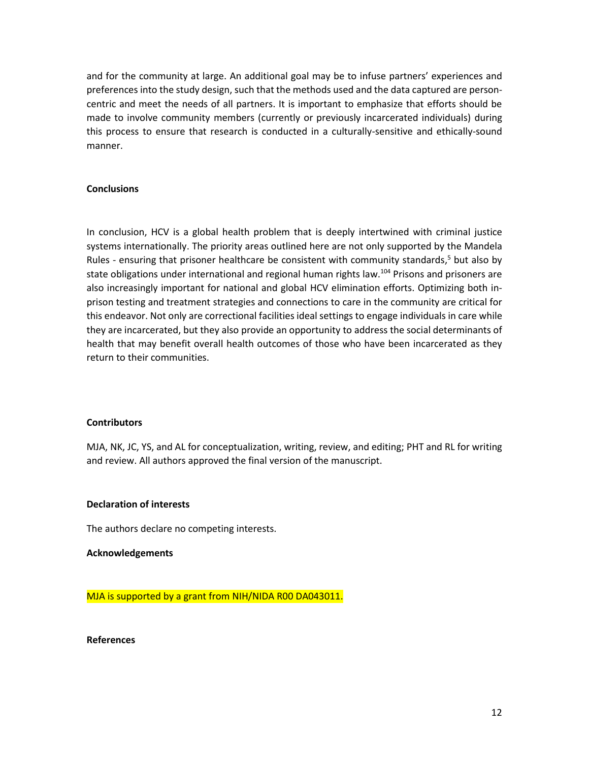and for the community at large. An additional goal may be to infuse partners' experiences and preferences into the study design, such that the methods used and the data captured are person-centric and meet the needs of all partners. It is important to emphasize that efforts should be made to involve community members (currently or previously incarcerated individuals) during this process to ensure that research is conducted in a culturally-sensitive and ethically-sound manner.

## Conclusions

In conclusion, HCV is a global health problem that is deeply intertwined with criminal justice systems internationally. The priority areas outlined here are not only supported by the Mandela Rules - ensuring that prisoner healthcare be consistent with community standards,[5] but also by state obligations under international and regional human rights law.[104] Prisons and prisoners are also increasingly important for national and global HCV elimination efforts. Optimizing both in-prison testing and treatment strategies and connections to care in the community are critical for this endeavor. Not only are correctional facilities ideal settings to engage individuals in care while they are incarcerated, but they also provide an opportunity to address the social determinants of health that may benefit overall health outcomes of those who have been incarcerated as they return to their communities.

## Contributors

MJA, NK, JC, YS, and AL for conceptualization, writing, review, and editing; PHT and RL for writing and review. All authors approved the final version of the manuscript.

## Declaration of interests

The authors declare no competing interests.

## Acknowledgements

MJA is supported by a grant from NIH/NIDA R00 DA043011.

## References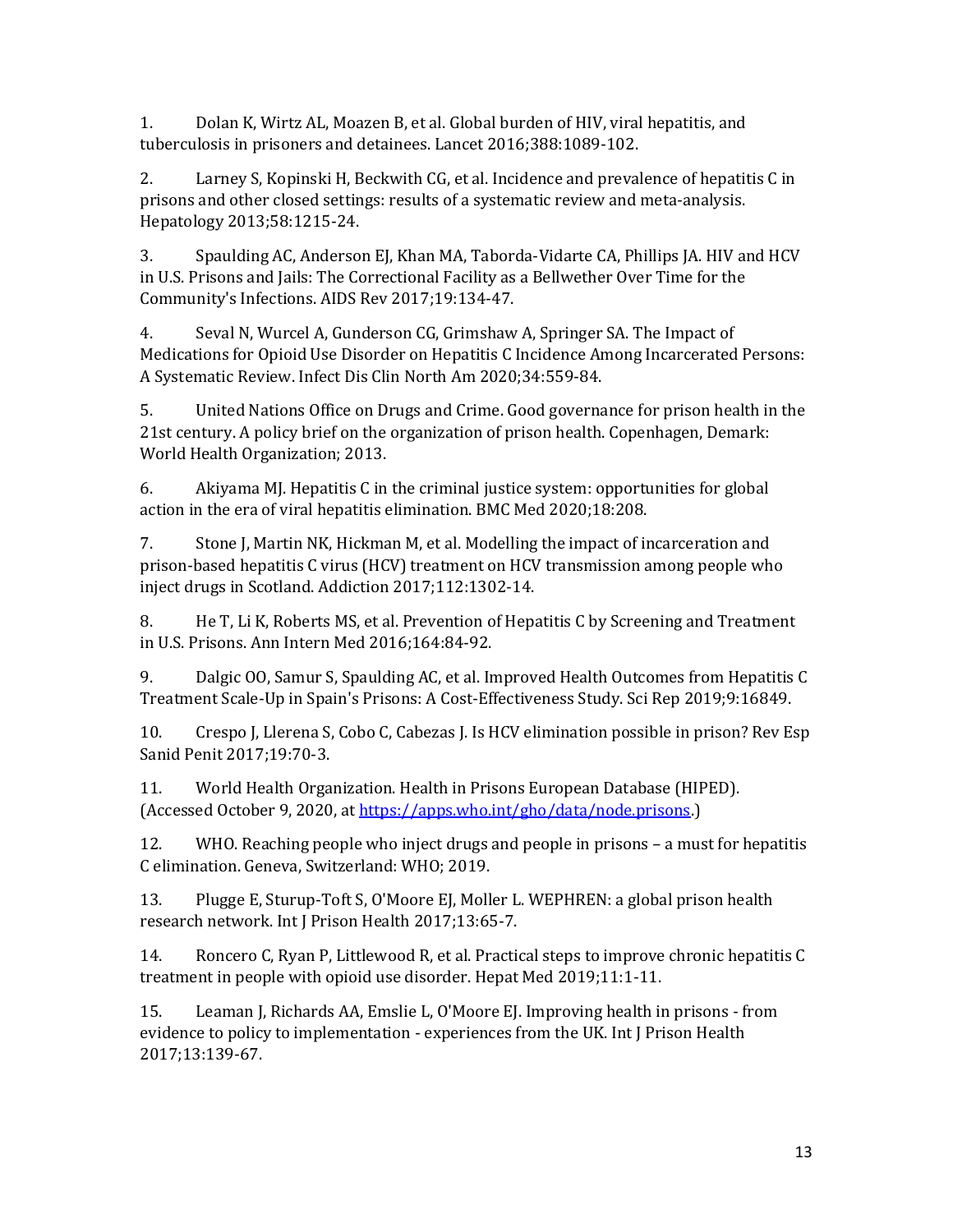1. Dolan K, Wirtz AL, Moazen B, et al. Global burden of HIV, viral hepatitis, and tuberculosis in prisoners and detainees. Lancet 2016;388:1089-102.

2. Larney S, Kopinski H, Beckwith CG, et al. Incidence and prevalence of hepatitis C in prisons and other closed settings: results of a systematic review and meta-analysis. Hepatology 2013;58:1215-24.

3. Spaulding AC, Anderson EJ, Khan MA, Taborda-Vidarte CA, Phillips JA. HIV and HCV in U.S. Prisons and Jails: The Correctional Facility as a Bellwether Over Time for the Community's Infections. AIDS Rev 2017;19:134-47.

4. Seval N, Wurcel A, Gunderson CG, Grimshaw A, Springer SA. The Impact of Medications for Opioid Use Disorder on Hepatitis C Incidence Among Incarcerated Persons: A Systematic Review. Infect Dis Clin North Am 2020;34:559-84.

5. United Nations Office on Drugs and Crime. Good governance for prison health in the 21st century. A policy brief on the organization of prison health. Copenhagen, Demark: World Health Organization; 2013.

6. Akiyama MJ. Hepatitis C in the criminal justice system: opportunities for global action in the era of viral hepatitis elimination. BMC Med 2020;18:208.

7. Stone J, Martin NK, Hickman M, et al. Modelling the impact of incarceration and prison-based hepatitis C virus (HCV) treatment on HCV transmission among people who inject drugs in Scotland. Addiction 2017;112:1302-14.

8. He T, Li K, Roberts MS, et al. Prevention of Hepatitis C by Screening and Treatment in U.S. Prisons. Ann Intern Med 2016;164:84-92.

9. Dalgic OO, Samur S, Spaulding AC, et al. Improved Health Outcomes from Hepatitis C Treatment Scale-Up in Spain's Prisons: A Cost-Effectiveness Study. Sci Rep 2019;9:16849.

10. Crespo J, Llerena S, Cobo C, Cabezas J. Is HCV elimination possible in prison? Rev Esp Sanid Penit 2017;19:70-3.

11. World Health Organization. Health in Prisons European Database (HIPED). (Accessed October 9, 2020, at https://apps.who.int/gho/data/node.prisons.)

12. WHO. Reaching people who inject drugs and people in prisons – a must for hepatitis C elimination. Geneva, Switzerland: WHO; 2019.

13. Plugge E, Sturup-Toft S, O'Moore EJ, Moller L. WEPHREN: a global prison health research network. Int J Prison Health 2017;13:65-7.

14. Roncero C, Ryan P, Littlewood R, et al. Practical steps to improve chronic hepatitis C treatment in people with opioid use disorder. Hepat Med 2019;11:1-11.

15. Leaman J, Richards AA, Emslie L, O'Moore EJ. Improving health in prisons - from evidence to policy to implementation - experiences from the UK. Int J Prison Health 2017;13:139-67.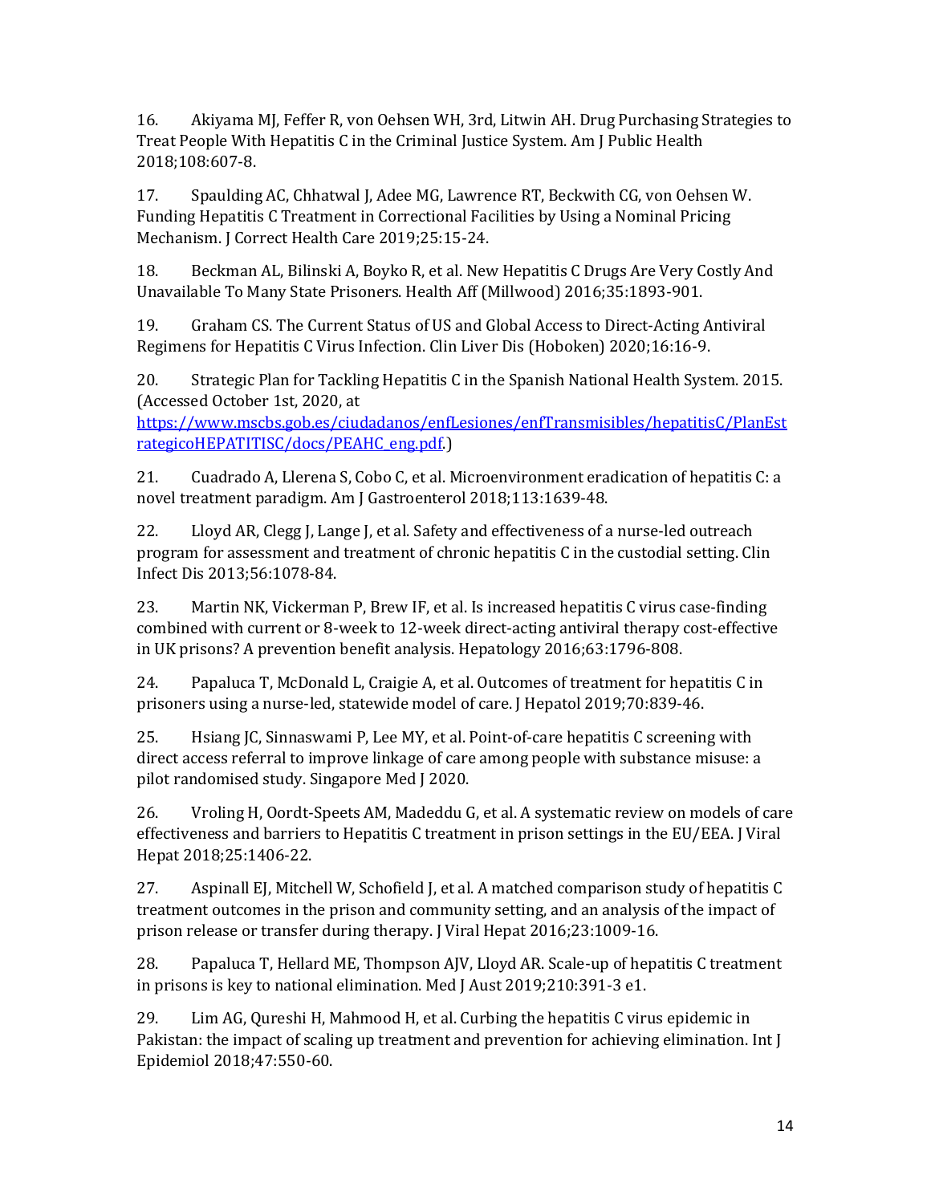16. Akiyama MJ, Feffer R, von Oehsen WH, 3rd, Litwin AH. Drug Purchasing Strategies to Treat People With Hepatitis C in the Criminal Justice System. Am J Public Health 2018;108:607-8.

17. Spaulding AC, Chhatwal J, Adee MG, Lawrence RT, Beckwith CG, von Oehsen W. Funding Hepatitis C Treatment in Correctional Facilities by Using a Nominal Pricing Mechanism. J Correct Health Care 2019;25:15-24.

18. Beckman AL, Bilinski A, Boyko R, et al. New Hepatitis C Drugs Are Very Costly And Unavailable To Many State Prisoners. Health Aff (Millwood) 2016;35:1893-901.

19. Graham CS. The Current Status of US and Global Access to Direct-Acting Antiviral Regimens for Hepatitis C Virus Infection. Clin Liver Dis (Hoboken) 2020;16:16-9.

20. Strategic Plan for Tackling Hepatitis C in the Spanish National Health System. 2015. (Accessed October 1st, 2020, at https://www.mscbs.gob.es/ciudadanos/enfLesiones/enfTransmisibles/hepatitisC/PlanEstrategicoHEPATITISC/docs/PEAHC_eng.pdf.)

21. Cuadrado A, Llerena S, Cobo C, et al. Microenvironment eradication of hepatitis C: a novel treatment paradigm. Am J Gastroenterol 2018;113:1639-48.

22. Lloyd AR, Clegg J, Lange J, et al. Safety and effectiveness of a nurse-led outreach program for assessment and treatment of chronic hepatitis C in the custodial setting. Clin Infect Dis 2013;56:1078-84.

23. Martin NK, Vickerman P, Brew IF, et al. Is increased hepatitis C virus case-finding combined with current or 8-week to 12-week direct-acting antiviral therapy cost-effective in UK prisons? A prevention benefit analysis. Hepatology 2016;63:1796-808.

24. Papaluca T, McDonald L, Craigie A, et al. Outcomes of treatment for hepatitis C in prisoners using a nurse-led, statewide model of care. J Hepatol 2019;70:839-46.

25. Hsiang JC, Sinnaswami P, Lee MY, et al. Point-of-care hepatitis C screening with direct access referral to improve linkage of care among people with substance misuse: a pilot randomised study. Singapore Med J 2020.

26. Vroling H, Oordt-Speets AM, Madeddu G, et al. A systematic review on models of care effectiveness and barriers to Hepatitis C treatment in prison settings in the EU/EEA. J Viral Hepat 2018;25:1406-22.

27. Aspinall EJ, Mitchell W, Schofield J, et al. A matched comparison study of hepatitis C treatment outcomes in the prison and community setting, and an analysis of the impact of prison release or transfer during therapy. J Viral Hepat 2016;23:1009-16.

28. Papaluca T, Hellard ME, Thompson AJV, Lloyd AR. Scale-up of hepatitis C treatment in prisons is key to national elimination. Med J Aust 2019;210:391-3 e1.

29. Lim AG, Qureshi H, Mahmood H, et al. Curbing the hepatitis C virus epidemic in Pakistan: the impact of scaling up treatment and prevention for achieving elimination. Int J Epidemiol 2018;47:550-60.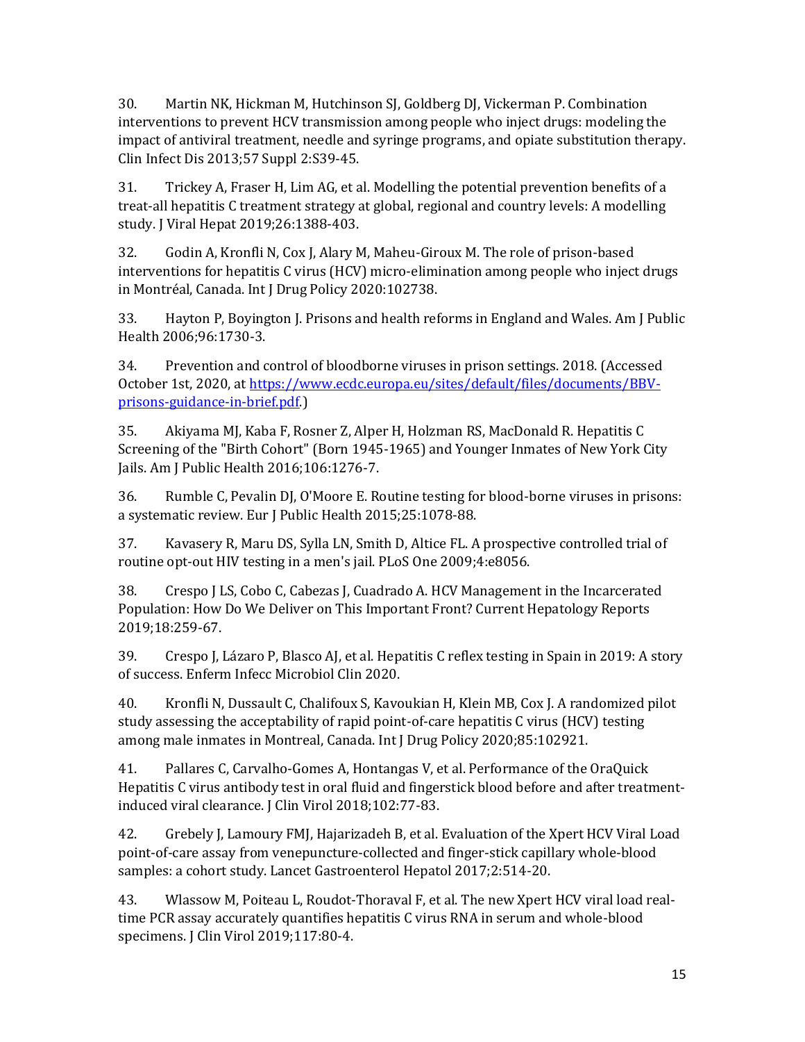30. Martin NK, Hickman M, Hutchinson SJ, Goldberg DJ, Vickerman P. Combination interventions to prevent HCV transmission among people who inject drugs: modeling the impact of antiviral treatment, needle and syringe programs, and opiate substitution therapy. Clin Infect Dis 2013;57 Suppl 2:S39-45.

31. Trickey A, Fraser H, Lim AG, et al. Modelling the potential prevention benefits of a treat-all hepatitis C treatment strategy at global, regional and country levels: A modelling study. J Viral Hepat 2019;26:1388-403.

32. Godin A, Kronfli N, Cox J, Alary M, Maheu-Giroux M. The role of prison-based interventions for hepatitis C virus (HCV) micro-elimination among people who inject drugs in Montréal, Canada. Int J Drug Policy 2020:102738.

33. Hayton P, Boyington J. Prisons and health reforms in England and Wales. Am J Public Health 2006;96:1730-3.

34. Prevention and control of bloodborne viruses in prison settings. 2018. (Accessed October 1st, 2020, at https://www.ecdc.europa.eu/sites/default/files/documents/BBV-prisons-guidance-in-brief.pdf.)

35. Akiyama MJ, Kaba F, Rosner Z, Alper H, Holzman RS, MacDonald R. Hepatitis C Screening of the "Birth Cohort" (Born 1945-1965) and Younger Inmates of New York City Jails. Am J Public Health 2016;106:1276-7.

36. Rumble C, Pevalin DJ, O'Moore E. Routine testing for blood-borne viruses in prisons: a systematic review. Eur J Public Health 2015;25:1078-88.

37. Kavasery R, Maru DS, Sylla LN, Smith D, Altice FL. A prospective controlled trial of routine opt-out HIV testing in a men's jail. PLoS One 2009;4:e8056.

38. Crespo J LS, Cobo C, Cabezas J, Cuadrado A. HCV Management in the Incarcerated Population: How Do We Deliver on This Important Front? Current Hepatology Reports 2019;18:259-67.

39. Crespo J, Lázaro P, Blasco AJ, et al. Hepatitis C reflex testing in Spain in 2019: A story of success. Enferm Infecc Microbiol Clin 2020.

40. Kronfli N, Dussault C, Chalifoux S, Kavoukian H, Klein MB, Cox J. A randomized pilot study assessing the acceptability of rapid point-of-care hepatitis C virus (HCV) testing among male inmates in Montreal, Canada. Int J Drug Policy 2020;85:102921.

41. Pallares C, Carvalho-Gomes A, Hontangas V, et al. Performance of the OraQuick Hepatitis C virus antibody test in oral fluid and fingerstick blood before and after treatment-induced viral clearance. J Clin Virol 2018;102:77-83.

42. Grebely J, Lamoury FMJ, Hajarizadeh B, et al. Evaluation of the Xpert HCV Viral Load point-of-care assay from venepuncture-collected and finger-stick capillary whole-blood samples: a cohort study. Lancet Gastroenterol Hepatol 2017;2:514-20.

43. Wlassow M, Poiteau L, Roudot-Thoraval F, et al. The new Xpert HCV viral load real-time PCR assay accurately quantifies hepatitis C virus RNA in serum and whole-blood specimens. J Clin Virol 2019;117:80-4.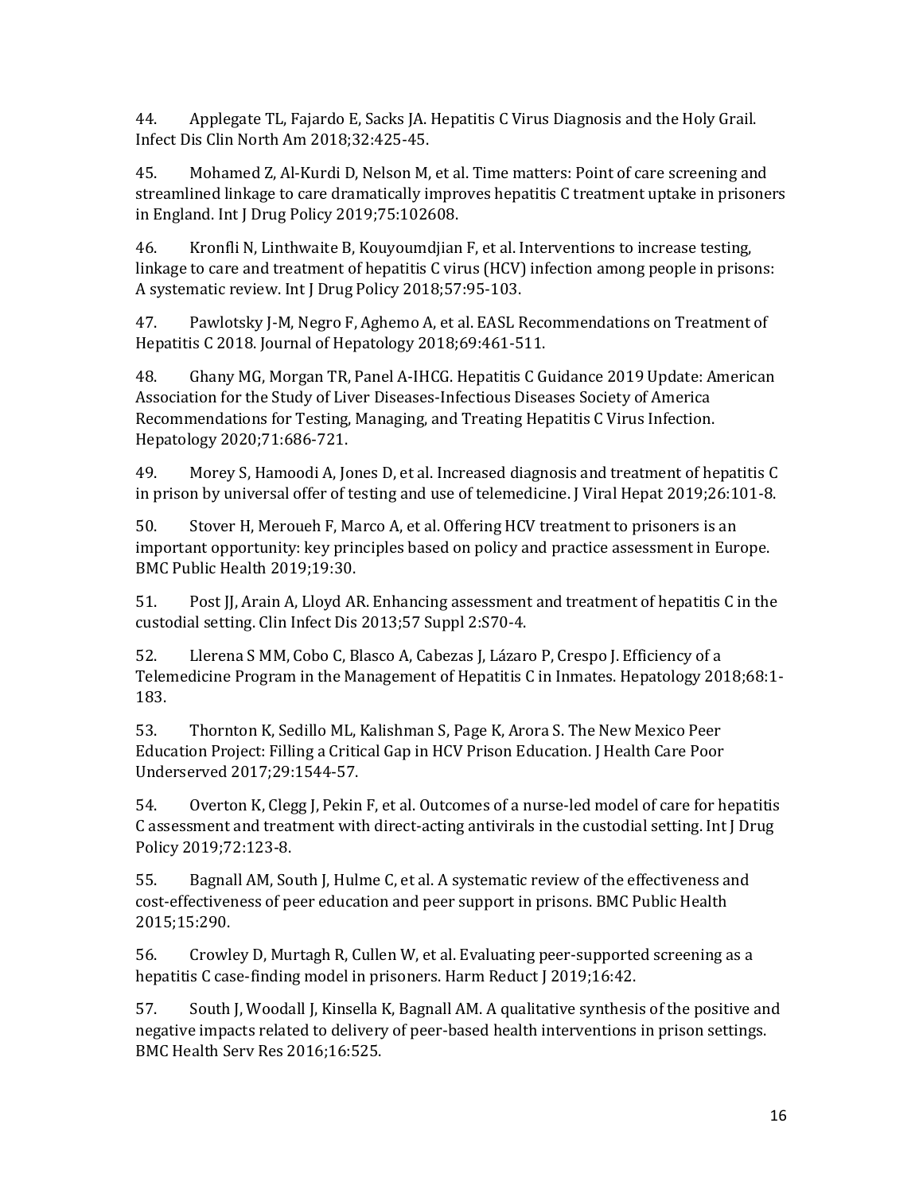44. Applegate TL, Fajardo E, Sacks JA. Hepatitis C Virus Diagnosis and the Holy Grail. Infect Dis Clin North Am 2018;32:425-45.

45. Mohamed Z, Al-Kurdi D, Nelson M, et al. Time matters: Point of care screening and streamlined linkage to care dramatically improves hepatitis C treatment uptake in prisoners in England. Int J Drug Policy 2019;75:102608.

46. Kronfli N, Linthwaite B, Kouyoumdjian F, et al. Interventions to increase testing, linkage to care and treatment of hepatitis C virus (HCV) infection among people in prisons: A systematic review. Int J Drug Policy 2018;57:95-103.

47. Pawlotsky J-M, Negro F, Aghemo A, et al. EASL Recommendations on Treatment of Hepatitis C 2018. Journal of Hepatology 2018;69:461-511.

48. Ghany MG, Morgan TR, Panel A-IHCG. Hepatitis C Guidance 2019 Update: American Association for the Study of Liver Diseases-Infectious Diseases Society of America Recommendations for Testing, Managing, and Treating Hepatitis C Virus Infection. Hepatology 2020;71:686-721.

49. Morey S, Hamoodi A, Jones D, et al. Increased diagnosis and treatment of hepatitis C in prison by universal offer of testing and use of telemedicine. J Viral Hepat 2019;26:101-8.

50. Stover H, Meroueh F, Marco A, et al. Offering HCV treatment to prisoners is an important opportunity: key principles based on policy and practice assessment in Europe. BMC Public Health 2019;19:30.

51. Post JJ, Arain A, Lloyd AR. Enhancing assessment and treatment of hepatitis C in the custodial setting. Clin Infect Dis 2013;57 Suppl 2:S70-4.

52. Llerena S MM, Cobo C, Blasco A, Cabezas J, Lázaro P, Crespo J. Efficiency of a Telemedicine Program in the Management of Hepatitis C in Inmates. Hepatology 2018;68:1-183.

53. Thornton K, Sedillo ML, Kalishman S, Page K, Arora S. The New Mexico Peer Education Project: Filling a Critical Gap in HCV Prison Education. J Health Care Poor Underserved 2017;29:1544-57.

54. Overton K, Clegg J, Pekin F, et al. Outcomes of a nurse-led model of care for hepatitis C assessment and treatment with direct-acting antivirals in the custodial setting. Int J Drug Policy 2019;72:123-8.

55. Bagnall AM, South J, Hulme C, et al. A systematic review of the effectiveness and cost-effectiveness of peer education and peer support in prisons. BMC Public Health 2015;15:290.

56. Crowley D, Murtagh R, Cullen W, et al. Evaluating peer-supported screening as a hepatitis C case-finding model in prisoners. Harm Reduct J 2019;16:42.

57. South J, Woodall J, Kinsella K, Bagnall AM. A qualitative synthesis of the positive and negative impacts related to delivery of peer-based health interventions in prison settings. BMC Health Serv Res 2016;16:525.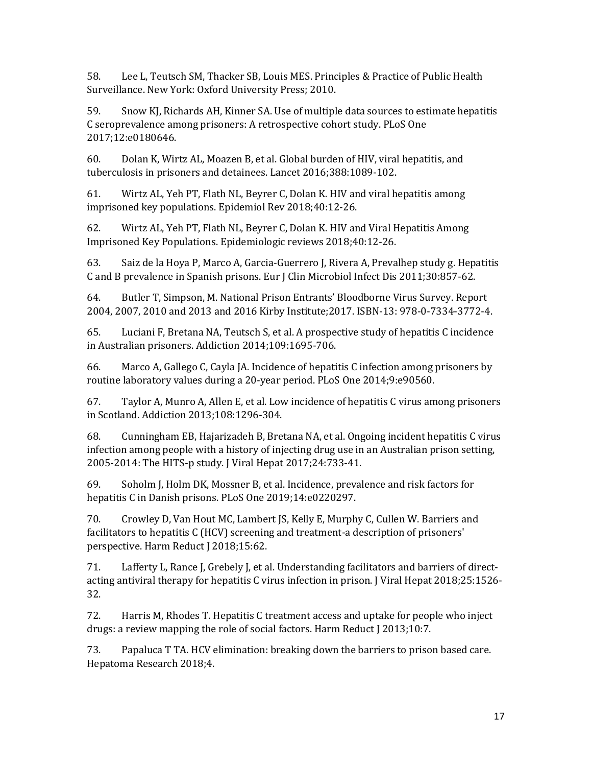58. Lee L, Teutsch SM, Thacker SB, Louis MES. Principles & Practice of Public Health Surveillance. New York: Oxford University Press; 2010.

59. Snow KJ, Richards AH, Kinner SA. Use of multiple data sources to estimate hepatitis C seroprevalence among prisoners: A retrospective cohort study. PLoS One 2017;12:e0180646.

60. Dolan K, Wirtz AL, Moazen B, et al. Global burden of HIV, viral hepatitis, and tuberculosis in prisoners and detainees. Lancet 2016;388:1089-102.

61. Wirtz AL, Yeh PT, Flath NL, Beyrer C, Dolan K. HIV and viral hepatitis among imprisoned key populations. Epidemiol Rev 2018;40:12-26.

62. Wirtz AL, Yeh PT, Flath NL, Beyrer C, Dolan K. HIV and Viral Hepatitis Among Imprisoned Key Populations. Epidemiologic reviews 2018;40:12-26.

63. Saiz de la Hoya P, Marco A, Garcia-Guerrero J, Rivera A, Prevalhep study g. Hepatitis C and B prevalence in Spanish prisons. Eur J Clin Microbiol Infect Dis 2011;30:857-62.

64. Butler T, Simpson, M. National Prison Entrants' Bloodborne Virus Survey. Report 2004, 2007, 2010 and 2013 and 2016 Kirby Institute;2017. ISBN-13: 978-0-7334-3772-4.

65. Luciani F, Bretana NA, Teutsch S, et al. A prospective study of hepatitis C incidence in Australian prisoners. Addiction 2014;109:1695-706.

66. Marco A, Gallego C, Cayla JA. Incidence of hepatitis C infection among prisoners by routine laboratory values during a 20-year period. PLoS One 2014;9:e90560.

67. Taylor A, Munro A, Allen E, et al. Low incidence of hepatitis C virus among prisoners in Scotland. Addiction 2013;108:1296-304.

68. Cunningham EB, Hajarizadeh B, Bretana NA, et al. Ongoing incident hepatitis C virus infection among people with a history of injecting drug use in an Australian prison setting, 2005-2014: The HITS-p study. J Viral Hepat 2017;24:733-41.

69. Soholm J, Holm DK, Mossner B, et al. Incidence, prevalence and risk factors for hepatitis C in Danish prisons. PLoS One 2019;14:e0220297.

70. Crowley D, Van Hout MC, Lambert JS, Kelly E, Murphy C, Cullen W. Barriers and facilitators to hepatitis C (HCV) screening and treatment-a description of prisoners' perspective. Harm Reduct J 2018;15:62.

71. Lafferty L, Rance J, Grebely J, et al. Understanding facilitators and barriers of direct-acting antiviral therapy for hepatitis C virus infection in prison. J Viral Hepat 2018;25:1526-32.

72. Harris M, Rhodes T. Hepatitis C treatment access and uptake for people who inject drugs: a review mapping the role of social factors. Harm Reduct J 2013;10:7.

73. Papaluca T TA. HCV elimination: breaking down the barriers to prison based care. Hepatoma Research 2018;4.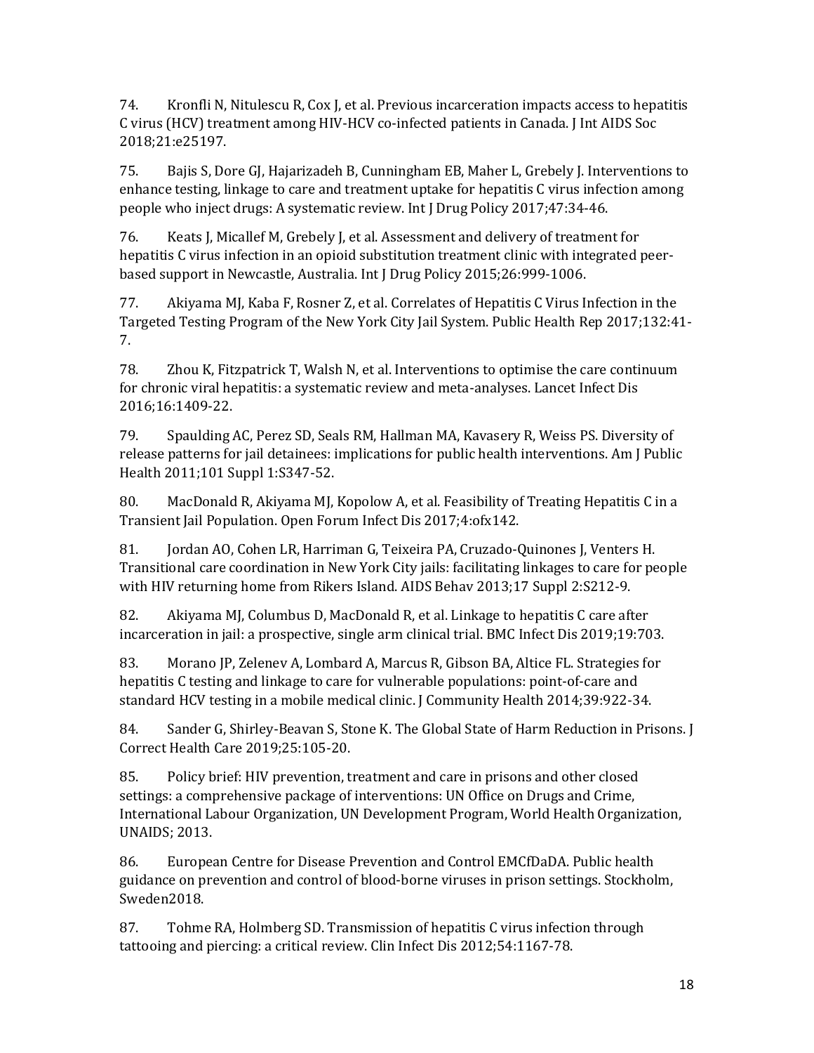74. Kronfli N, Nitulescu R, Cox J, et al. Previous incarceration impacts access to hepatitis C virus (HCV) treatment among HIV-HCV co-infected patients in Canada. J Int AIDS Soc 2018;21:e25197.

75. Bajis S, Dore GJ, Hajarizadeh B, Cunningham EB, Maher L, Grebely J. Interventions to enhance testing, linkage to care and treatment uptake for hepatitis C virus infection among people who inject drugs: A systematic review. Int J Drug Policy 2017;47:34-46.

76. Keats J, Micallef M, Grebely J, et al. Assessment and delivery of treatment for hepatitis C virus infection in an opioid substitution treatment clinic with integrated peer-based support in Newcastle, Australia. Int J Drug Policy 2015;26:999-1006.

77. Akiyama MJ, Kaba F, Rosner Z, et al. Correlates of Hepatitis C Virus Infection in the Targeted Testing Program of the New York City Jail System. Public Health Rep 2017;132:41-7.

78. Zhou K, Fitzpatrick T, Walsh N, et al. Interventions to optimise the care continuum for chronic viral hepatitis: a systematic review and meta-analyses. Lancet Infect Dis 2016;16:1409-22.

79. Spaulding AC, Perez SD, Seals RM, Hallman MA, Kavasery R, Weiss PS. Diversity of release patterns for jail detainees: implications for public health interventions. Am J Public Health 2011;101 Suppl 1:S347-52.

80. MacDonald R, Akiyama MJ, Kopolow A, et al. Feasibility of Treating Hepatitis C in a Transient Jail Population. Open Forum Infect Dis 2017;4:ofx142.

81. Jordan AO, Cohen LR, Harriman G, Teixeira PA, Cruzado-Quinones J, Venters H. Transitional care coordination in New York City jails: facilitating linkages to care for people with HIV returning home from Rikers Island. AIDS Behav 2013;17 Suppl 2:S212-9.

82. Akiyama MJ, Columbus D, MacDonald R, et al. Linkage to hepatitis C care after incarceration in jail: a prospective, single arm clinical trial. BMC Infect Dis 2019;19:703.

83. Morano JP, Zelenev A, Lombard A, Marcus R, Gibson BA, Altice FL. Strategies for hepatitis C testing and linkage to care for vulnerable populations: point-of-care and standard HCV testing in a mobile medical clinic. J Community Health 2014;39:922-34.

84. Sander G, Shirley-Beavan S, Stone K. The Global State of Harm Reduction in Prisons. J Correct Health Care 2019;25:105-20.

85. Policy brief: HIV prevention, treatment and care in prisons and other closed settings: a comprehensive package of interventions: UN Office on Drugs and Crime, International Labour Organization, UN Development Program, World Health Organization, UNAIDS; 2013.

86. European Centre for Disease Prevention and Control EMCfDaDA. Public health guidance on prevention and control of blood-borne viruses in prison settings. Stockholm, Sweden2018.

87. Tohme RA, Holmberg SD. Transmission of hepatitis C virus infection through tattooing and piercing: a critical review. Clin Infect Dis 2012;54:1167-78.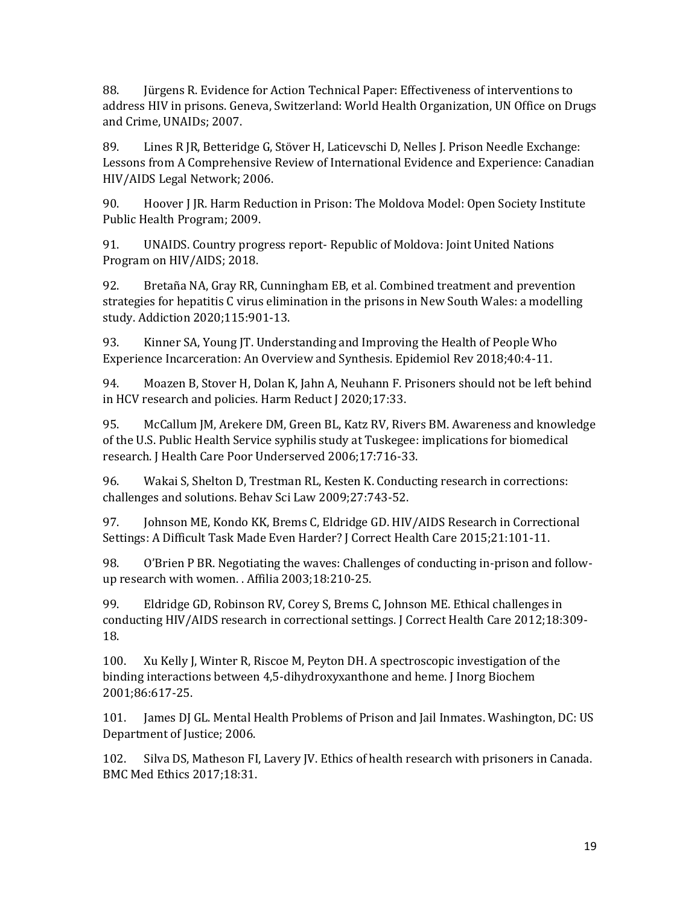88. Jürgens R. Evidence for Action Technical Paper: Effectiveness of interventions to address HIV in prisons. Geneva, Switzerland: World Health Organization, UN Office on Drugs and Crime, UNAIDs; 2007.

89. Lines R JR, Betteridge G, Stöver H, Laticevschi D, Nelles J. Prison Needle Exchange: Lessons from A Comprehensive Review of International Evidence and Experience: Canadian HIV/AIDS Legal Network; 2006.

90. Hoover J JR. Harm Reduction in Prison: The Moldova Model: Open Society Institute Public Health Program; 2009.

91. UNAIDS. Country progress report- Republic of Moldova: Joint United Nations Program on HIV/AIDS; 2018.

92. Bretaña NA, Gray RR, Cunningham EB, et al. Combined treatment and prevention strategies for hepatitis C virus elimination in the prisons in New South Wales: a modelling study. Addiction 2020;115:901-13.

93. Kinner SA, Young JT. Understanding and Improving the Health of People Who Experience Incarceration: An Overview and Synthesis. Epidemiol Rev 2018;40:4-11.

94. Moazen B, Stover H, Dolan K, Jahn A, Neuhann F. Prisoners should not be left behind in HCV research and policies. Harm Reduct J 2020;17:33.

95. McCallum JM, Arekere DM, Green BL, Katz RV, Rivers BM. Awareness and knowledge of the U.S. Public Health Service syphilis study at Tuskegee: implications for biomedical research. J Health Care Poor Underserved 2006;17:716-33.

96. Wakai S, Shelton D, Trestman RL, Kesten K. Conducting research in corrections: challenges and solutions. Behav Sci Law 2009;27:743-52.

97. Johnson ME, Kondo KK, Brems C, Eldridge GD. HIV/AIDS Research in Correctional Settings: A Difficult Task Made Even Harder? J Correct Health Care 2015;21:101-11.

98. O'Brien P BR. Negotiating the waves: Challenges of conducting in-prison and follow-up research with women. . Affilia 2003;18:210-25.

99. Eldridge GD, Robinson RV, Corey S, Brems C, Johnson ME. Ethical challenges in conducting HIV/AIDS research in correctional settings. J Correct Health Care 2012;18:309-18.

100. Xu Kelly J, Winter R, Riscoe M, Peyton DH. A spectroscopic investigation of the binding interactions between 4,5-dihydroxyxanthone and heme. J Inorg Biochem 2001;86:617-25.

101. James DJ GL. Mental Health Problems of Prison and Jail Inmates. Washington, DC: US Department of Justice; 2006.

102. Silva DS, Matheson FI, Lavery JV. Ethics of health research with prisoners in Canada. BMC Med Ethics 2017;18:31.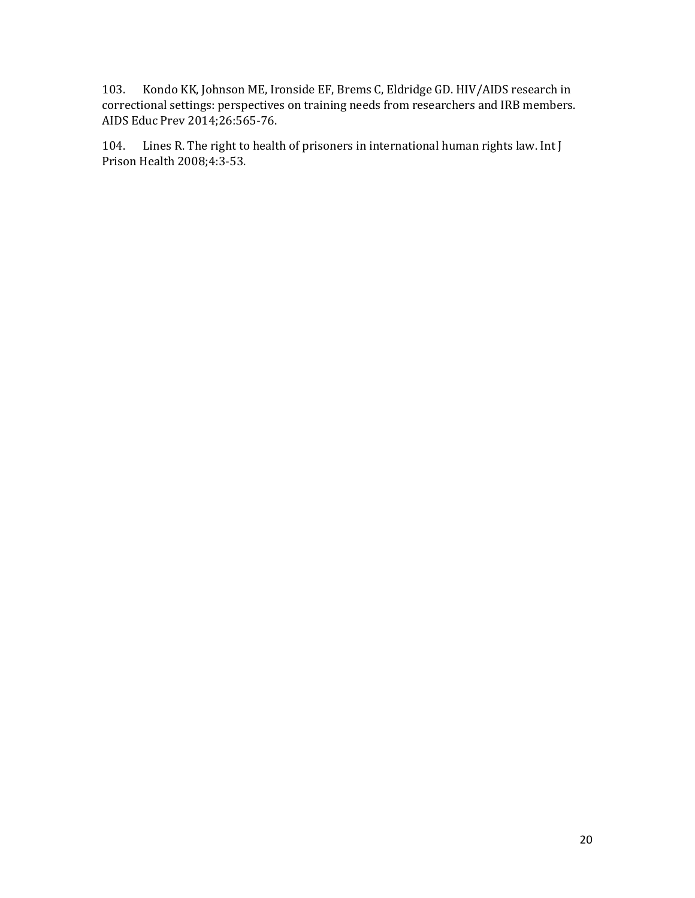103. Kondo KK, Johnson ME, Ironside EF, Brems C, Eldridge GD. HIV/AIDS research in correctional settings: perspectives on training needs from researchers and IRB members. AIDS Educ Prev 2014;26:565-76.

104. Lines R. The right to health of prisoners in international human rights law. Int J Prison Health 2008;4:3-53.